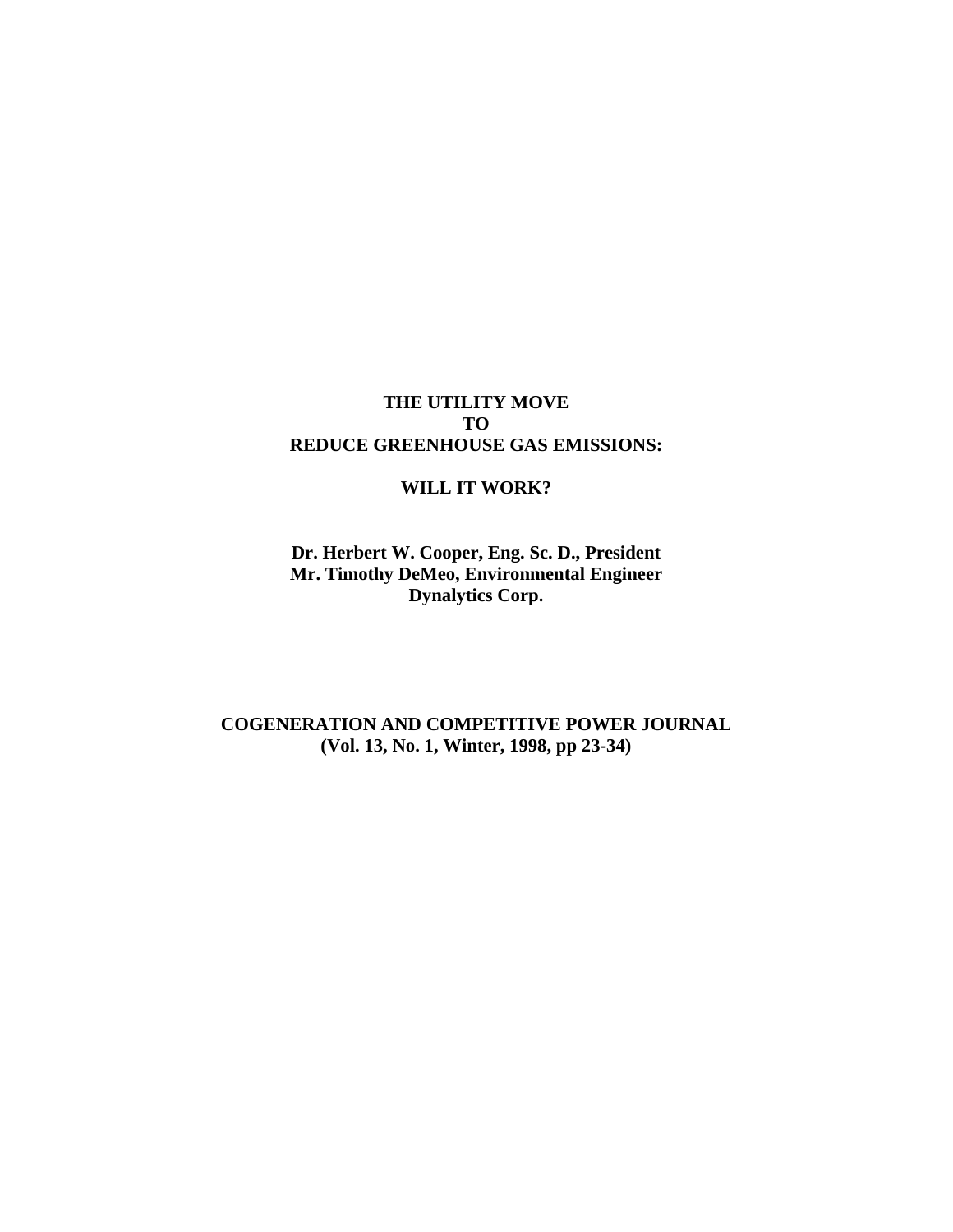# THE UTILITY MOVE TO REDUCE GREENHOUSE GAS EMISSIONS:

## WILL IT WORK?

**Dr. Herbert W. Cooper, Eng. Sc. D., President**
**Mr. Timothy DeMeo, Environmental Engineer**
**Dynalytics Corp.**

**COGENERATION AND COMPETITIVE POWER JOURNAL**
**(Vol. 13, No. 1, Winter, 1998, pp 23-34)**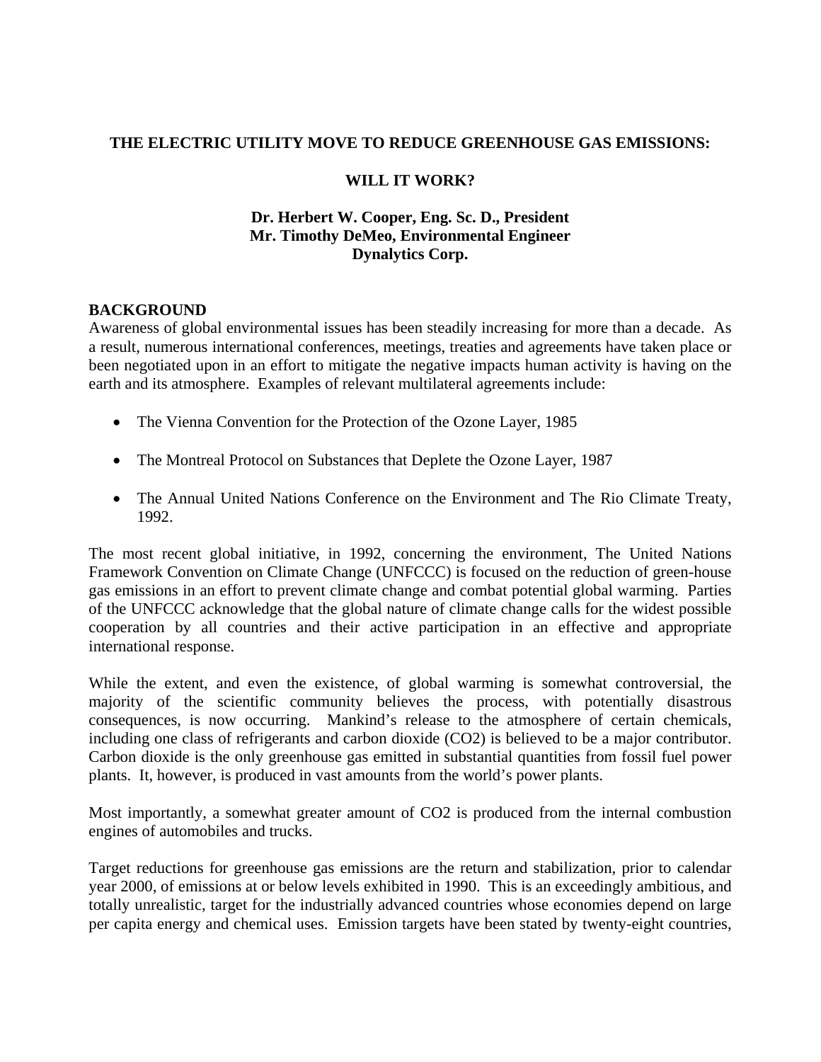**THE ELECTRIC UTILITY MOVE TO REDUCE GREENHOUSE GAS EMISSIONS:**

**WILL IT WORK?**

**Dr. Herbert W. Cooper, Eng. Sc. D., President**
**Mr. Timothy DeMeo, Environmental Engineer**
**Dynalytics Corp.**

## BACKGROUND

Awareness of global environmental issues has been steadily increasing for more than a decade. As a result, numerous international conferences, meetings, treaties and agreements have taken place or been negotiated upon in an effort to mitigate the negative impacts human activity is having on the earth and its atmosphere. Examples of relevant multilateral agreements include:

- The Vienna Convention for the Protection of the Ozone Layer, 1985
- The Montreal Protocol on Substances that Deplete the Ozone Layer, 1987
- The Annual United Nations Conference on the Environment and The Rio Climate Treaty, 1992.

The most recent global initiative, in 1992, concerning the environment, The United Nations Framework Convention on Climate Change (UNFCCC) is focused on the reduction of green-house gas emissions in an effort to prevent climate change and combat potential global warming. Parties of the UNFCCC acknowledge that the global nature of climate change calls for the widest possible cooperation by all countries and their active participation in an effective and appropriate international response.

While the extent, and even the existence, of global warming is somewhat controversial, the majority of the scientific community believes the process, with potentially disastrous consequences, is now occurring. Mankind's release to the atmosphere of certain chemicals, including one class of refrigerants and carbon dioxide ($CO_2$) is believed to be a major contributor. Carbon dioxide is the only greenhouse gas emitted in substantial quantities from fossil fuel power plants. It, however, is produced in vast amounts from the world's power plants.

Most importantly, a somewhat greater amount of $CO_2$ is produced from the internal combustion engines of automobiles and trucks.

Target reductions for greenhouse gas emissions are the return and stabilization, prior to calendar year 2000, of emissions at or below levels exhibited in 1990. This is an exceedingly ambitious, and totally unrealistic, target for the industrially advanced countries whose economies depend on large per capita energy and chemical uses. Emission targets have been stated by twenty-eight countries,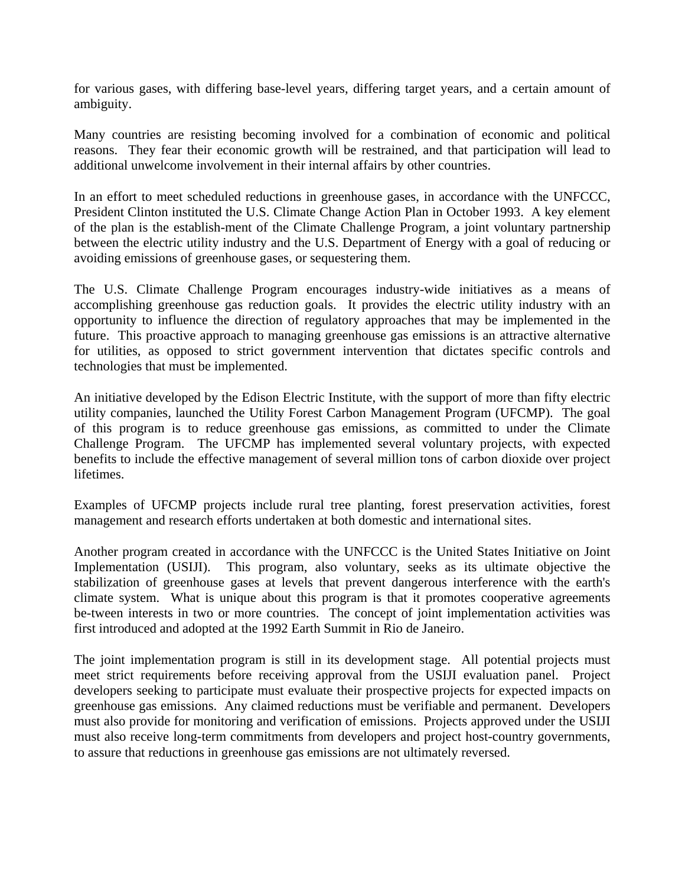for various gases, with differing base-level years, differing target years, and a certain amount of ambiguity.

Many countries are resisting becoming involved for a combination of economic and political reasons. They fear their economic growth will be restrained, and that participation will lead to additional unwelcome involvement in their internal affairs by other countries.

In an effort to meet scheduled reductions in greenhouse gases, in accordance with the UNFCCC, President Clinton instituted the U.S. Climate Change Action Plan in October 1993. A key element of the plan is the establish-ment of the Climate Challenge Program, a joint voluntary partnership between the electric utility industry and the U.S. Department of Energy with a goal of reducing or avoiding emissions of greenhouse gases, or sequestering them.

The U.S. Climate Challenge Program encourages industry-wide initiatives as a means of accomplishing greenhouse gas reduction goals. It provides the electric utility industry with an opportunity to influence the direction of regulatory approaches that may be implemented in the future. This proactive approach to managing greenhouse gas emissions is an attractive alternative for utilities, as opposed to strict government intervention that dictates specific controls and technologies that must be implemented.

An initiative developed by the Edison Electric Institute, with the support of more than fifty electric utility companies, launched the Utility Forest Carbon Management Program (UFCMP). The goal of this program is to reduce greenhouse gas emissions, as committed to under the Climate Challenge Program. The UFCMP has implemented several voluntary projects, with expected benefits to include the effective management of several million tons of carbon dioxide over project lifetimes.

Examples of UFCMP projects include rural tree planting, forest preservation activities, forest management and research efforts undertaken at both domestic and international sites.

Another program created in accordance with the UNFCCC is the United States Initiative on Joint Implementation (USIJI). This program, also voluntary, seeks as its ultimate objective the stabilization of greenhouse gases at levels that prevent dangerous interference with the earth's climate system. What is unique about this program is that it promotes cooperative agreements be-tween interests in two or more countries. The concept of joint implementation activities was first introduced and adopted at the 1992 Earth Summit in Rio de Janeiro.

The joint implementation program is still in its development stage. All potential projects must meet strict requirements before receiving approval from the USIJI evaluation panel. Project developers seeking to participate must evaluate their prospective projects for expected impacts on greenhouse gas emissions. Any claimed reductions must be verifiable and permanent. Developers must also provide for monitoring and verification of emissions. Projects approved under the USIJI must also receive long-term commitments from developers and project host-country governments, to assure that reductions in greenhouse gas emissions are not ultimately reversed.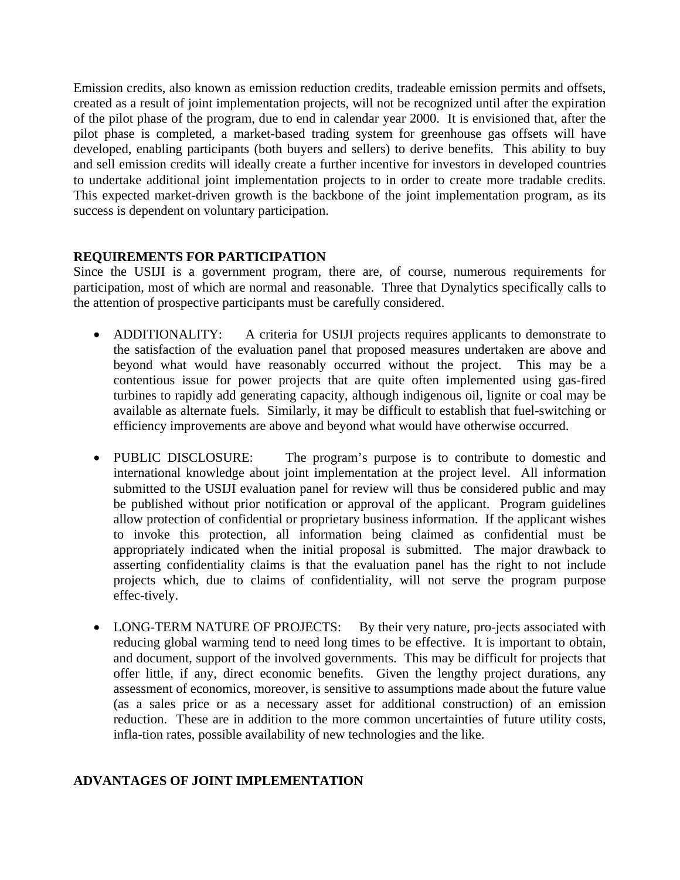Emission credits, also known as emission reduction credits, tradeable emission permits and offsets, created as a result of joint implementation projects, will not be recognized until after the expiration of the pilot phase of the program, due to end in calendar year 2000. It is envisioned that, after the pilot phase is completed, a market-based trading system for greenhouse gas offsets will have developed, enabling participants (both buyers and sellers) to derive benefits. This ability to buy and sell emission credits will ideally create a further incentive for investors in developed countries to undertake additional joint implementation projects to in order to create more tradable credits. This expected market-driven growth is the backbone of the joint implementation program, as its success is dependent on voluntary participation.

**REQUIREMENTS FOR PARTICIPATION**

Since the USIJI is a government program, there are, of course, numerous requirements for participation, most of which are normal and reasonable. Three that Dynalytics specifically calls to the attention of prospective participants must be carefully considered.

- ADDITIONALITY: A criteria for USIJI projects requires applicants to demonstrate to the satisfaction of the evaluation panel that proposed measures undertaken are above and beyond what would have reasonably occurred without the project. This may be a contentious issue for power projects that are quite often implemented using gas-fired turbines to rapidly add generating capacity, although indigenous oil, lignite or coal may be available as alternate fuels. Similarly, it may be difficult to establish that fuel-switching or efficiency improvements are above and beyond what would have otherwise occurred.

- PUBLIC DISCLOSURE: The program's purpose is to contribute to domestic and international knowledge about joint implementation at the project level. All information submitted to the USIJI evaluation panel for review will thus be considered public and may be published without prior notification or approval of the applicant. Program guidelines allow protection of confidential or proprietary business information. If the applicant wishes to invoke this protection, all information being claimed as confidential must be appropriately indicated when the initial proposal is submitted. The major drawback to asserting confidentiality claims is that the evaluation panel has the right to not include projects which, due to claims of confidentiality, will not serve the program purpose effec-tively.

- LONG-TERM NATURE OF PROJECTS: By their very nature, pro-jects associated with reducing global warming tend to need long times to be effective. It is important to obtain, and document, support of the involved governments. This may be difficult for projects that offer little, if any, direct economic benefits. Given the lengthy project durations, any assessment of economics, moreover, is sensitive to assumptions made about the future value (as a sales price or as a necessary asset for additional construction) of an emission reduction. These are in addition to the more common uncertainties of future utility costs, infla-tion rates, possible availability of new technologies and the like.

**ADVANTAGES OF JOINT IMPLEMENTATION**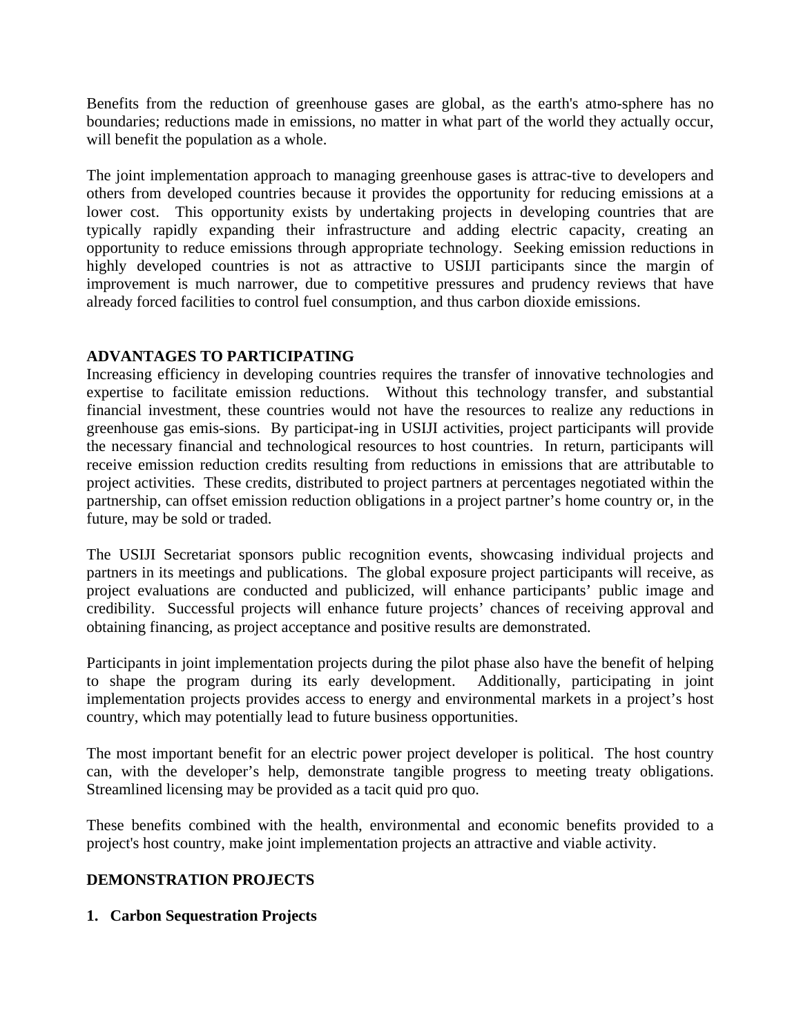Benefits from the reduction of greenhouse gases are global, as the earth's atmo-sphere has no boundaries; reductions made in emissions, no matter in what part of the world they actually occur, will benefit the population as a whole.

The joint implementation approach to managing greenhouse gases is attrac-tive to developers and others from developed countries because it provides the opportunity for reducing emissions at a lower cost. This opportunity exists by undertaking projects in developing countries that are typically rapidly expanding their infrastructure and adding electric capacity, creating an opportunity to reduce emissions through appropriate technology. Seeking emission reductions in highly developed countries is not as attractive to USIJI participants since the margin of improvement is much narrower, due to competitive pressures and prudency reviews that have already forced facilities to control fuel consumption, and thus carbon dioxide emissions.

## ADVANTAGES TO PARTICIPATING

Increasing efficiency in developing countries requires the transfer of innovative technologies and expertise to facilitate emission reductions. Without this technology transfer, and substantial financial investment, these countries would not have the resources to realize any reductions in greenhouse gas emis-sions. By participat-ing in USIJI activities, project participants will provide the necessary financial and technological resources to host countries. In return, participants will receive emission reduction credits resulting from reductions in emissions that are attributable to project activities. These credits, distributed to project partners at percentages negotiated within the partnership, can offset emission reduction obligations in a project partner's home country or, in the future, may be sold or traded.

The USIJI Secretariat sponsors public recognition events, showcasing individual projects and partners in its meetings and publications. The global exposure project participants will receive, as project evaluations are conducted and publicized, will enhance participants' public image and credibility. Successful projects will enhance future projects' chances of receiving approval and obtaining financing, as project acceptance and positive results are demonstrated.

Participants in joint implementation projects during the pilot phase also have the benefit of helping to shape the program during its early development. Additionally, participating in joint implementation projects provides access to energy and environmental markets in a project's host country, which may potentially lead to future business opportunities.

The most important benefit for an electric power project developer is political. The host country can, with the developer's help, demonstrate tangible progress to meeting treaty obligations. Streamlined licensing may be provided as a tacit quid pro quo.

These benefits combined with the health, environmental and economic benefits provided to a project's host country, make joint implementation projects an attractive and viable activity.

## DEMONSTRATION PROJECTS

### 1. Carbon Sequestration Projects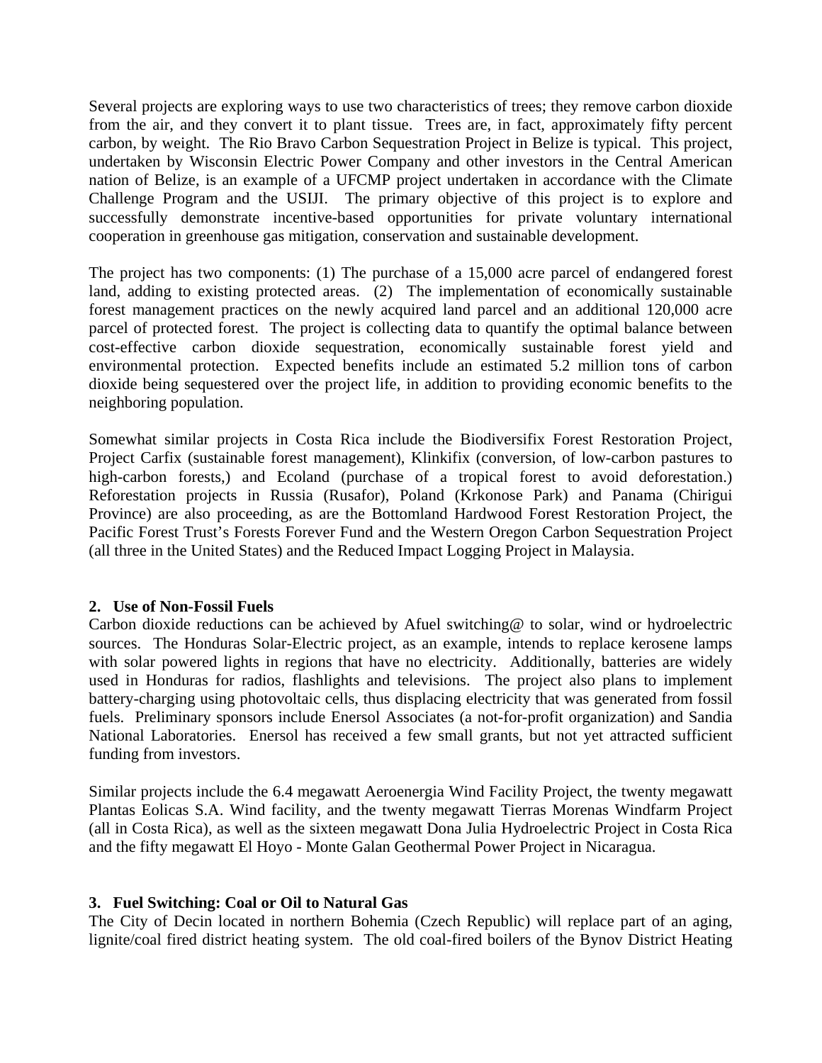Several projects are exploring ways to use two characteristics of trees; they remove carbon dioxide from the air, and they convert it to plant tissue. Trees are, in fact, approximately fifty percent carbon, by weight. The Rio Bravo Carbon Sequestration Project in Belize is typical. This project, undertaken by Wisconsin Electric Power Company and other investors in the Central American nation of Belize, is an example of a UFCMP project undertaken in accordance with the Climate Challenge Program and the USIJI. The primary objective of this project is to explore and successfully demonstrate incentive-based opportunities for private voluntary international cooperation in greenhouse gas mitigation, conservation and sustainable development.

The project has two components: (1) The purchase of a 15,000 acre parcel of endangered forest land, adding to existing protected areas. (2) The implementation of economically sustainable forest management practices on the newly acquired land parcel and an additional 120,000 acre parcel of protected forest. The project is collecting data to quantify the optimal balance between cost-effective carbon dioxide sequestration, economically sustainable forest yield and environmental protection. Expected benefits include an estimated 5.2 million tons of carbon dioxide being sequestered over the project life, in addition to providing economic benefits to the neighboring population.

Somewhat similar projects in Costa Rica include the Biodiversifix Forest Restoration Project, Project Carfix (sustainable forest management), Klinkifix (conversion, of low-carbon pastures to high-carbon forests,) and Ecoland (purchase of a tropical forest to avoid deforestation.) Reforestation projects in Russia (Rusafor), Poland (Krkonose Park) and Panama (Chirigui Province) are also proceeding, as are the Bottomland Hardwood Forest Restoration Project, the Pacific Forest Trust's Forests Forever Fund and the Western Oregon Carbon Sequestration Project (all three in the United States) and the Reduced Impact Logging Project in Malaysia.

**2. Use of Non-Fossil Fuels**

Carbon dioxide reductions can be achieved by Afuel switching@ to solar, wind or hydroelectric sources. The Honduras Solar-Electric project, as an example, intends to replace kerosene lamps with solar powered lights in regions that have no electricity. Additionally, batteries are widely used in Honduras for radios, flashlights and televisions. The project also plans to implement battery-charging using photovoltaic cells, thus displacing electricity that was generated from fossil fuels. Preliminary sponsors include Enersol Associates (a not-for-profit organization) and Sandia National Laboratories. Enersol has received a few small grants, but not yet attracted sufficient funding from investors.

Similar projects include the 6.4 megawatt Aeroenergia Wind Facility Project, the twenty megawatt Plantas Eolicas S.A. Wind facility, and the twenty megawatt Tierras Morenas Windfarm Project (all in Costa Rica), as well as the sixteen megawatt Dona Julia Hydroelectric Project in Costa Rica and the fifty megawatt El Hoyo - Monte Galan Geothermal Power Project in Nicaragua.

**3. Fuel Switching: Coal or Oil to Natural Gas**

The City of Decin located in northern Bohemia (Czech Republic) will replace part of an aging, lignite/coal fired district heating system. The old coal-fired boilers of the Bynov District Heating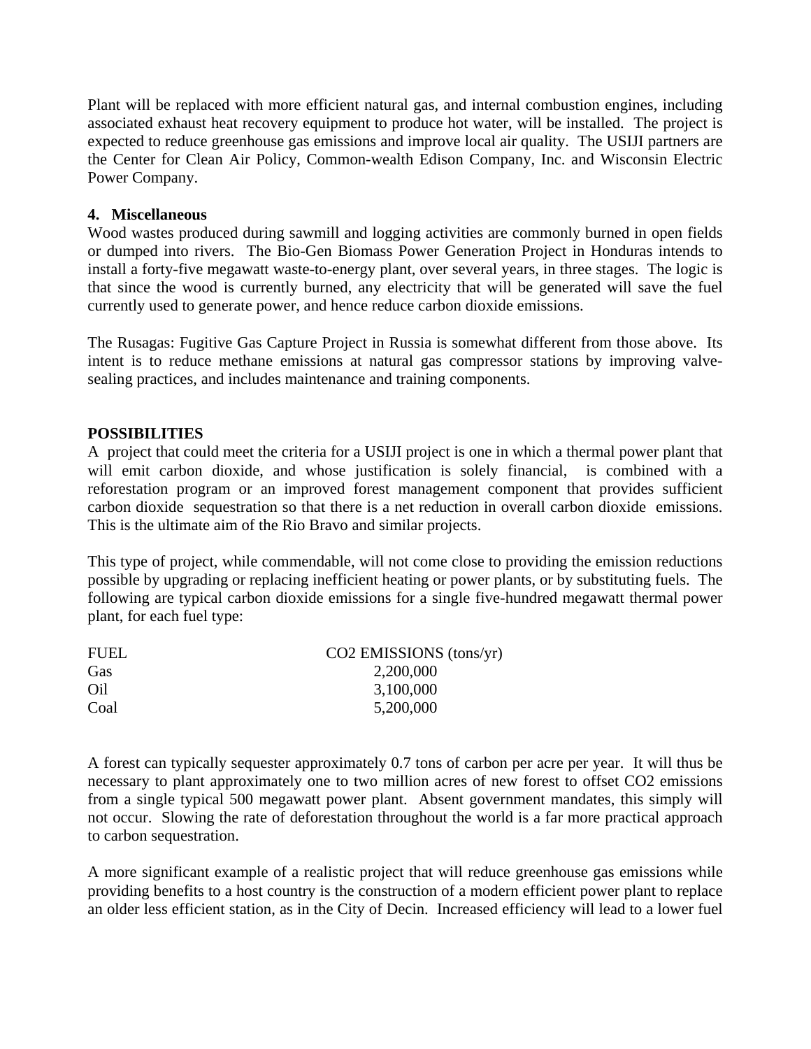Plant will be replaced with more efficient natural gas, and internal combustion engines, including associated exhaust heat recovery equipment to produce hot water, will be installed. The project is expected to reduce greenhouse gas emissions and improve local air quality. The USIJI partners are the Center for Clean Air Policy, Common-wealth Edison Company, Inc. and Wisconsin Electric Power Company.

**4. Miscellaneous**

Wood wastes produced during sawmill and logging activities are commonly burned in open fields or dumped into rivers. The Bio-Gen Biomass Power Generation Project in Honduras intends to install a forty-five megawatt waste-to-energy plant, over several years, in three stages. The logic is that since the wood is currently burned, any electricity that will be generated will save the fuel currently used to generate power, and hence reduce carbon dioxide emissions.

The Rusagas: Fugitive Gas Capture Project in Russia is somewhat different from those above. Its intent is to reduce methane emissions at natural gas compressor stations by improving valve-sealing practices, and includes maintenance and training components.

**POSSIBILITIES**

A project that could meet the criteria for a USIJI project is one in which a thermal power plant that will emit carbon dioxide, and whose justification is solely financial, is combined with a reforestation program or an improved forest management component that provides sufficient carbon dioxide sequestration so that there is a net reduction in overall carbon dioxide emissions. This is the ultimate aim of the Rio Bravo and similar projects.

This type of project, while commendable, will not come close to providing the emission reductions possible by upgrading or replacing inefficient heating or power plants, or by substituting fuels. The following are typical carbon dioxide emissions for a single five-hundred megawatt thermal power plant, for each fuel type:

| FUEL | $CO_2$ EMISSIONS (tons/yr) |
|---|---|
| Gas | 2,200,000 |
| Oil | 3,100,000 |
| Coal | 5,200,000 |

A forest can typically sequester approximately 0.7 tons of carbon per acre per year. It will thus be necessary to plant approximately one to two million acres of new forest to offset $CO_2$ emissions from a single typical 500 megawatt power plant. Absent government mandates, this simply will not occur. Slowing the rate of deforestation throughout the world is a far more practical approach to carbon sequestration.

A more significant example of a realistic project that will reduce greenhouse gas emissions while providing benefits to a host country is the construction of a modern efficient power plant to replace an older less efficient station, as in the City of Decin. Increased efficiency will lead to a lower fuel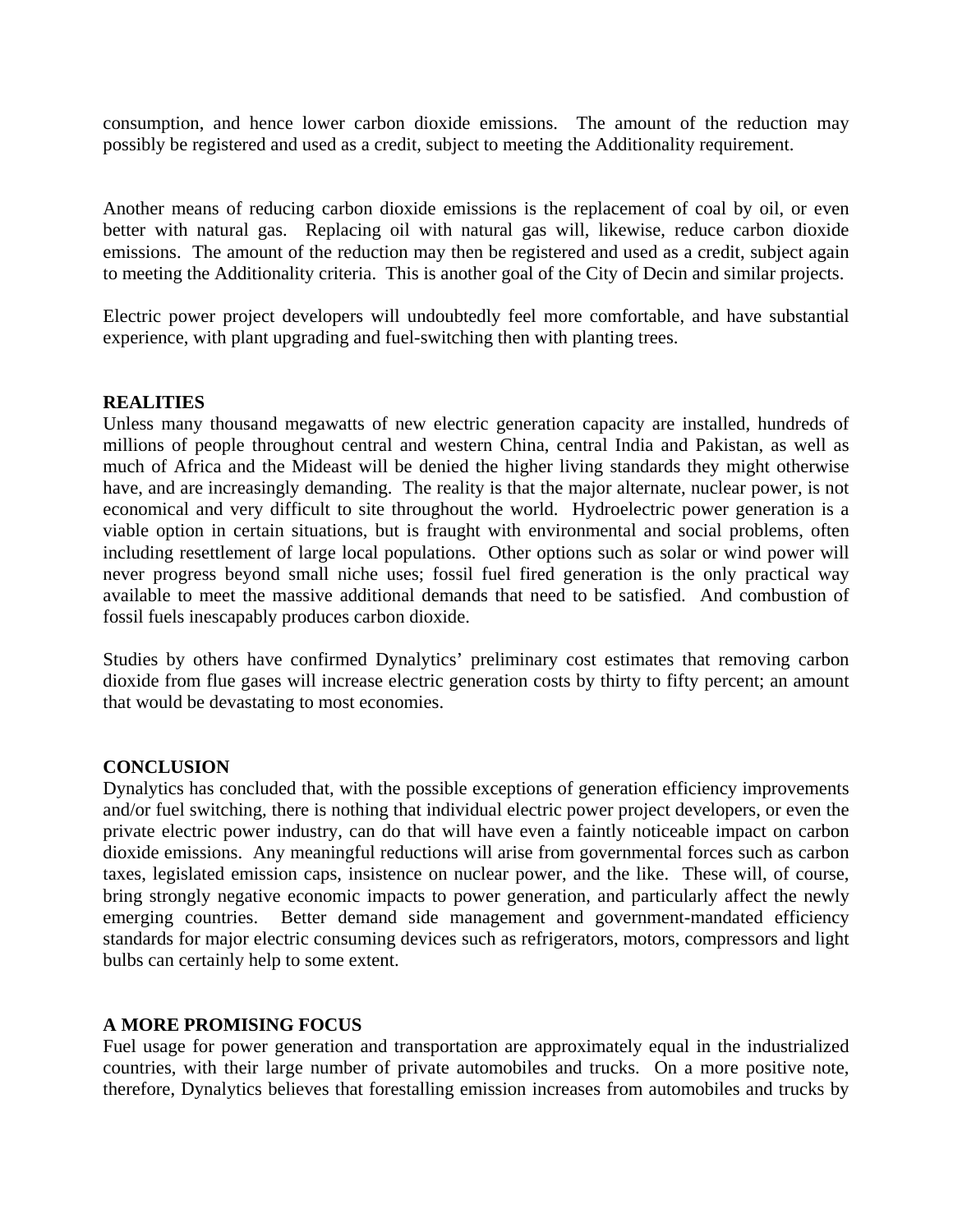consumption, and hence lower carbon dioxide emissions. The amount of the reduction may possibly be registered and used as a credit, subject to meeting the Additionality requirement.

Another means of reducing carbon dioxide emissions is the replacement of coal by oil, or even better with natural gas. Replacing oil with natural gas will, likewise, reduce carbon dioxide emissions. The amount of the reduction may then be registered and used as a credit, subject again to meeting the Additionality criteria. This is another goal of the City of Decin and similar projects.

Electric power project developers will undoubtedly feel more comfortable, and have substantial experience, with plant upgrading and fuel-switching then with planting trees.

## REALITIES

Unless many thousand megawatts of new electric generation capacity are installed, hundreds of millions of people throughout central and western China, central India and Pakistan, as well as much of Africa and the Mideast will be denied the higher living standards they might otherwise have, and are increasingly demanding. The reality is that the major alternate, nuclear power, is not economical and very difficult to site throughout the world. Hydroelectric power generation is a viable option in certain situations, but is fraught with environmental and social problems, often including resettlement of large local populations. Other options such as solar or wind power will never progress beyond small niche uses; fossil fuel fired generation is the only practical way available to meet the massive additional demands that need to be satisfied. And combustion of fossil fuels inescapably produces carbon dioxide.

Studies by others have confirmed Dynalytics' preliminary cost estimates that removing carbon dioxide from flue gases will increase electric generation costs by thirty to fifty percent; an amount that would be devastating to most economies.

## CONCLUSION

Dynalytics has concluded that, with the possible exceptions of generation efficiency improvements and/or fuel switching, there is nothing that individual electric power project developers, or even the private electric power industry, can do that will have even a faintly noticeable impact on carbon dioxide emissions. Any meaningful reductions will arise from governmental forces such as carbon taxes, legislated emission caps, insistence on nuclear power, and the like. These will, of course, bring strongly negative economic impacts to power generation, and particularly affect the newly emerging countries. Better demand side management and government-mandated efficiency standards for major electric consuming devices such as refrigerators, motors, compressors and light bulbs can certainly help to some extent.

## A MORE PROMISING FOCUS

Fuel usage for power generation and transportation are approximately equal in the industrialized countries, with their large number of private automobiles and trucks. On a more positive note, therefore, Dynalytics believes that forestalling emission increases from automobiles and trucks by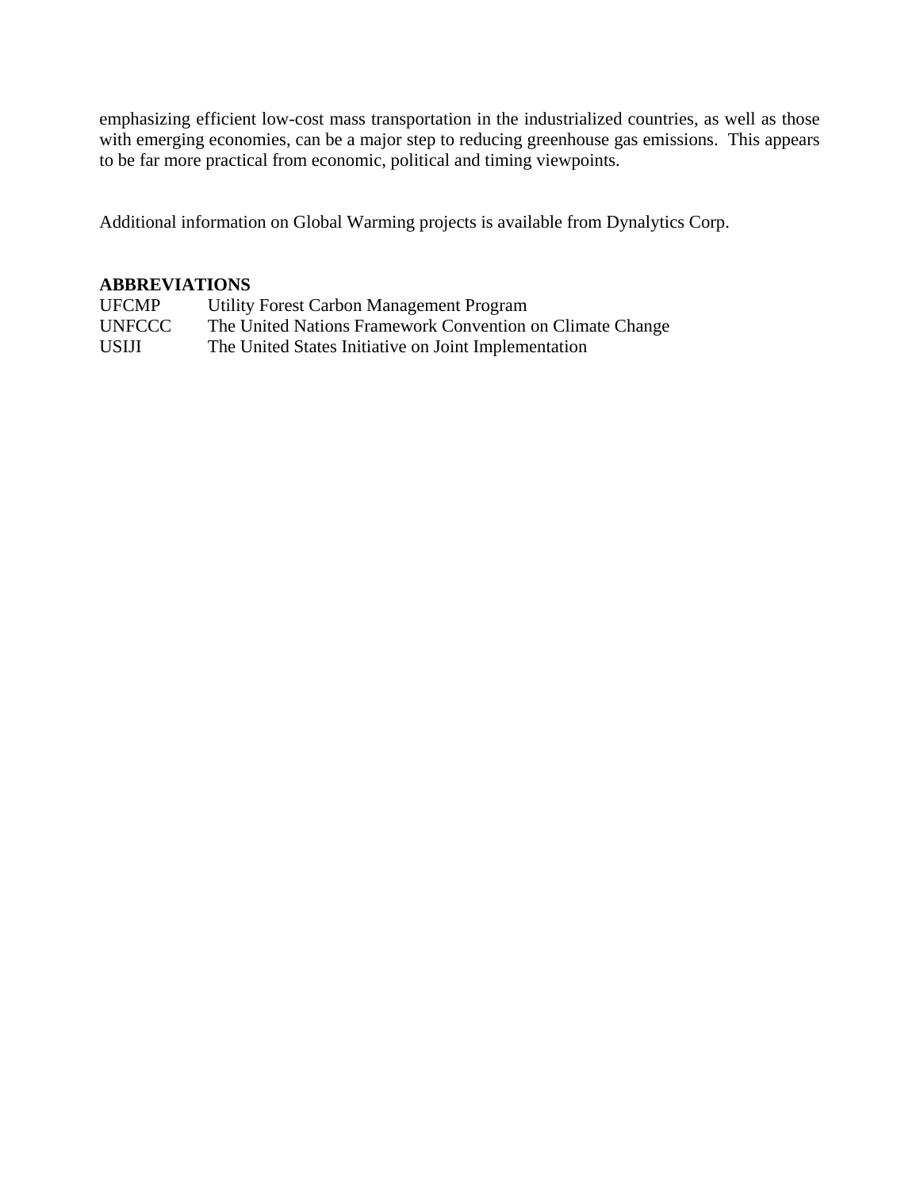emphasizing efficient low-cost mass transportation in the industrialized countries, as well as those with emerging economies, can be a major step to reducing greenhouse gas emissions. This appears to be far more practical from economic, political and timing viewpoints.

Additional information on Global Warming projects is available from Dynalytics Corp.

**ABBREVIATIONS**

| | |
|---|---|
| UFCMP | Utility Forest Carbon Management Program |
| UNFCCC | The United Nations Framework Convention on Climate Change |
| USIJI | The United States Initiative on Joint Implementation |